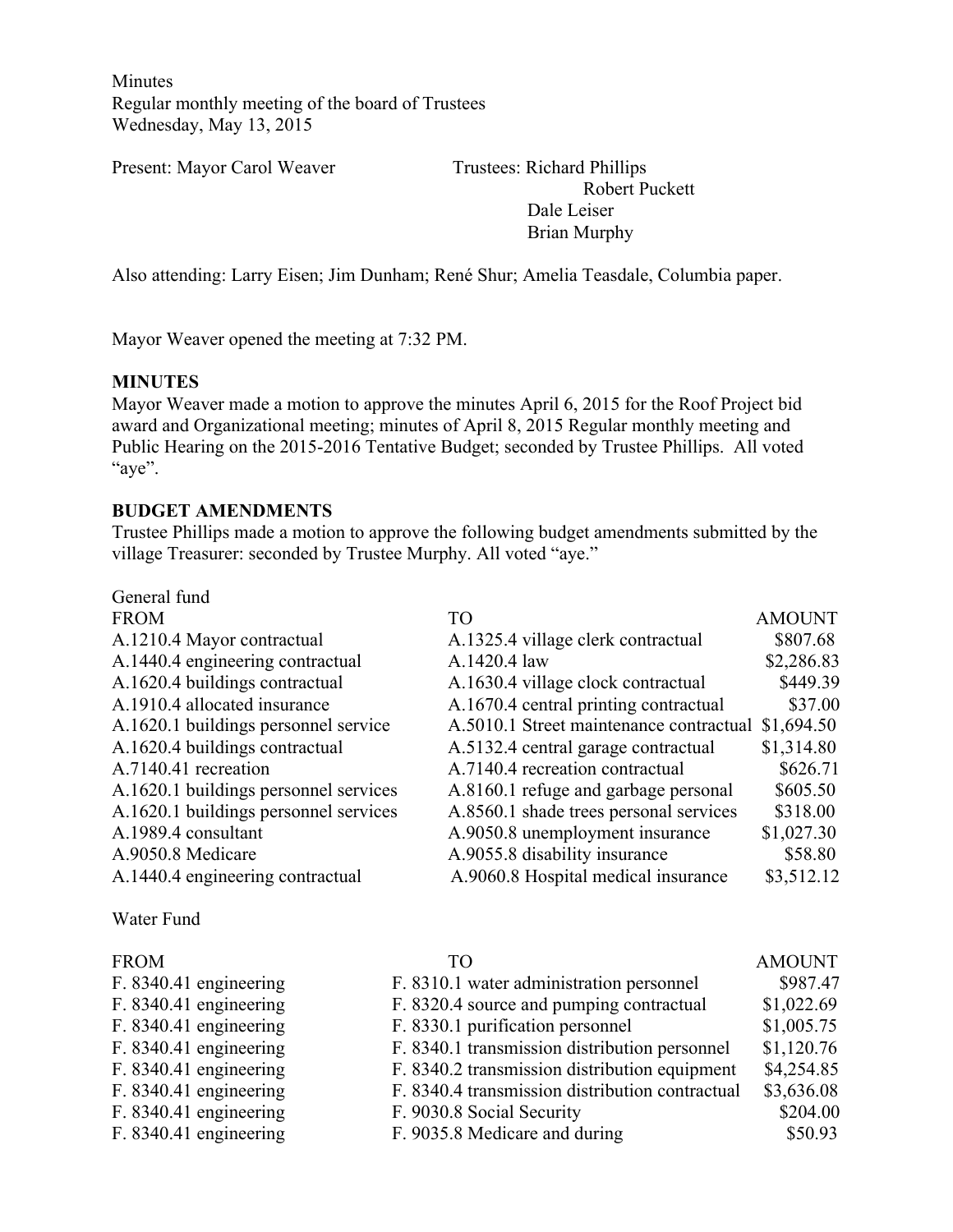Minutes
Regular monthly meeting of the board of Trustees
Wednesday, May 13, 2015

Present: Mayor Carol Weaver

Trustees: Richard Phillips
Robert Puckett
Dale Leiser
Brian Murphy

Also attending: Larry Eisen; Jim Dunham; René Shur; Amelia Teasdale, Columbia paper.

Mayor Weaver opened the meeting at 7:32 PM.

**MINUTES**

Mayor Weaver made a motion to approve the minutes April 6, 2015 for the Roof Project bid award and Organizational meeting; minutes of April 8, 2015 Regular monthly meeting and Public Hearing on the 2015-2016 Tentative Budget; seconded by Trustee Phillips. All voted "aye".

**BUDGET AMENDMENTS**

Trustee Phillips made a motion to approve the following budget amendments submitted by the village Treasurer: seconded by Trustee Murphy. All voted "aye."

General fund

| FROM | TO | AMOUNT |
|---|---|---|
| A.1210.4 Mayor contractual | A.1325.4 village clerk contractual | $807.68 |
| A.1440.4 engineering contractual | A.1420.4 law | $2,286.83 |
| A.1620.4 buildings contractual | A.1630.4 village clock contractual | $449.39 |
| A.1910.4 allocated insurance | A.1670.4 central printing contractual | $37.00 |
| A.1620.1 buildings personnel service | A.5010.1 Street maintenance contractual | $1,694.50 |
| A.1620.4 buildings contractual | A.5132.4 central garage contractual | $1,314.80 |
| A.7140.41 recreation | A.7140.4 recreation contractual | $626.71 |
| A.1620.1 buildings personnel services | A.8160.1 refuge and garbage personal | $605.50 |
| A.1620.1 buildings personnel services | A.8560.1 shade trees personal services | $318.00 |
| A.1989.4 consultant | A.9050.8 unemployment insurance | $1,027.30 |
| A.9050.8 Medicare | A.9055.8 disability insurance | $58.80 |
| A.1440.4 engineering contractual | A.9060.8 Hospital medical insurance | $3,512.12 |

Water Fund

| FROM | TO | AMOUNT |
|---|---|---|
| F. 8340.41 engineering | F. 8310.1 water administration personnel | $987.47 |
| F. 8340.41 engineering | F. 8320.4 source and pumping contractual | $1,022.69 |
| F. 8340.41 engineering | F. 8330.1 purification personnel | $1,005.75 |
| F. 8340.41 engineering | F. 8340.1 transmission distribution personnel | $1,120.76 |
| F. 8340.41 engineering | F. 8340.2 transmission distribution equipment | $4,254.85 |
| F. 8340.41 engineering | F. 8340.4 transmission distribution contractual | $3,636.08 |
| F. 8340.41 engineering | F. 9030.8 Social Security | $204.00 |
| F. 8340.41 engineering | F. 9035.8 Medicare and during | $50.93 |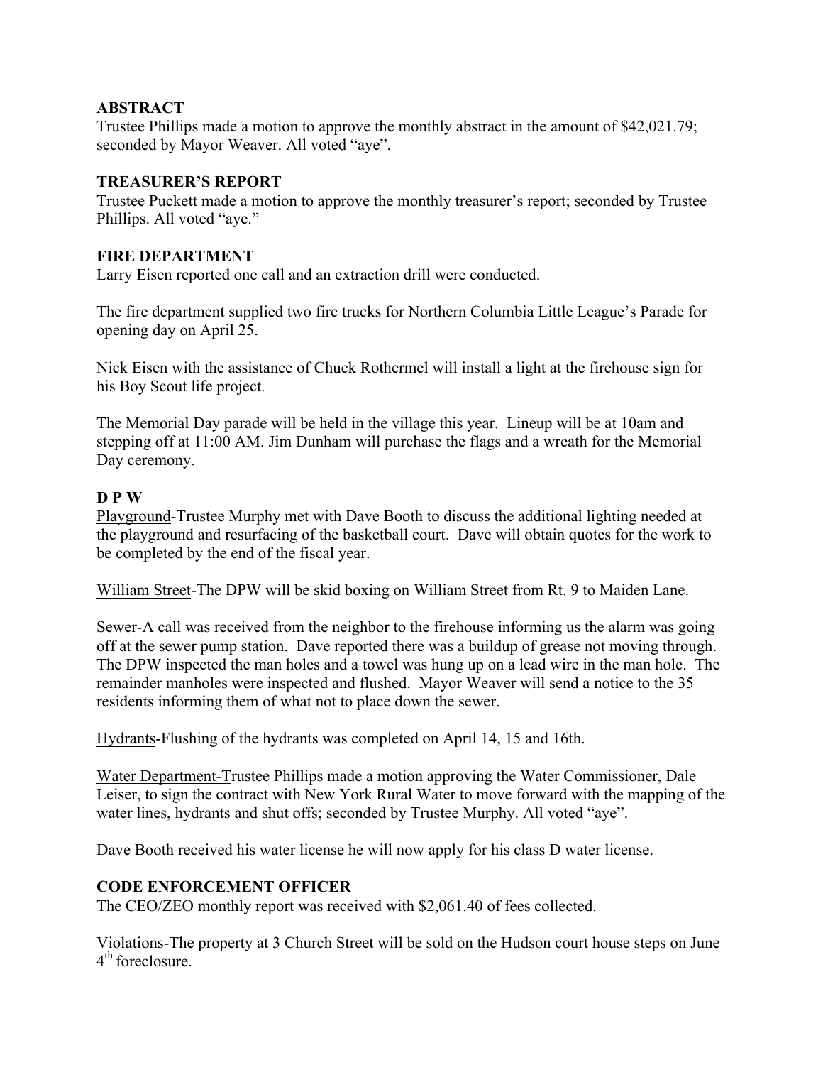**ABSTRACT**
Trustee Phillips made a motion to approve the monthly abstract in the amount of $42,021.79; seconded by Mayor Weaver. All voted "aye".

**TREASURER'S REPORT**
Trustee Puckett made a motion to approve the monthly treasurer's report; seconded by Trustee Phillips. All voted "aye."

**FIRE DEPARTMENT**
Larry Eisen reported one call and an extraction drill were conducted.

The fire department supplied two fire trucks for Northern Columbia Little League's Parade for opening day on April 25.

Nick Eisen with the assistance of Chuck Rothermel will install a light at the firehouse sign for his Boy Scout life project.

The Memorial Day parade will be held in the village this year. Lineup will be at 10am and stepping off at 11:00 AM. Jim Dunham will purchase the flags and a wreath for the Memorial Day ceremony.

**D P W**
Playground-Trustee Murphy met with Dave Booth to discuss the additional lighting needed at the playground and resurfacing of the basketball court. Dave will obtain quotes for the work to be completed by the end of the fiscal year.

William Street-The DPW will be skid boxing on William Street from Rt. 9 to Maiden Lane.

Sewer-A call was received from the neighbor to the firehouse informing us the alarm was going off at the sewer pump station. Dave reported there was a buildup of grease not moving through. The DPW inspected the man holes and a towel was hung up on a lead wire in the man hole. The remainder manholes were inspected and flushed. Mayor Weaver will send a notice to the 35 residents informing them of what not to place down the sewer.

Hydrants-Flushing of the hydrants was completed on April 14, 15 and 16th.

Water Department-Trustee Phillips made a motion approving the Water Commissioner, Dale Leiser, to sign the contract with New York Rural Water to move forward with the mapping of the water lines, hydrants and shut offs; seconded by Trustee Murphy. All voted "aye".

Dave Booth received his water license he will now apply for his class D water license.

**CODE ENFORCEMENT OFFICER**
The CEO/ZEO monthly report was received with $2,061.40 of fees collected.

Violations-The property at 3 Church Street will be sold on the Hudson court house steps on June 4th foreclosure.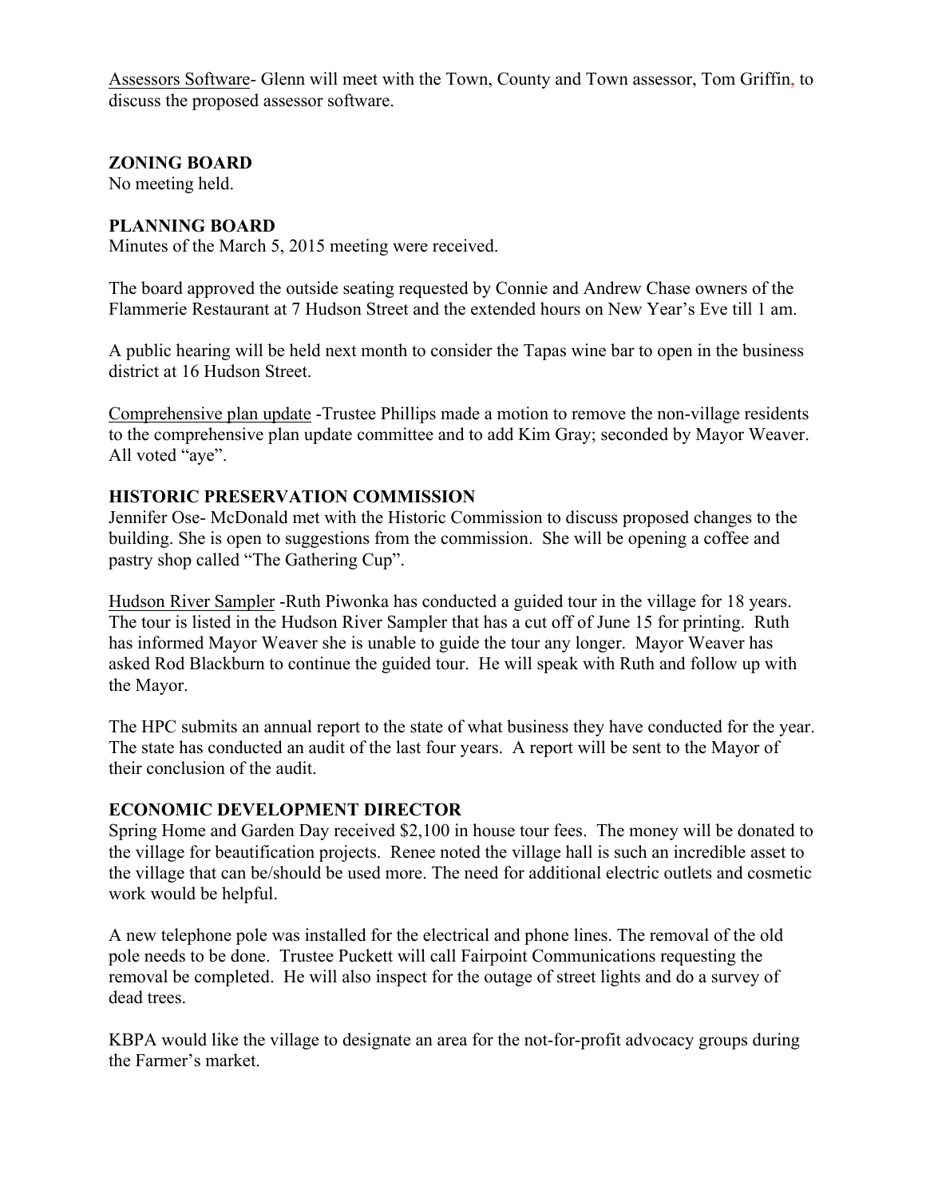Assessors Software- Glenn will meet with the Town, County and Town assessor, Tom Griffin, to discuss the proposed assessor software.

**ZONING BOARD**

No meeting held.

**PLANNING BOARD**

Minutes of the March 5, 2015 meeting were received.

The board approved the outside seating requested by Connie and Andrew Chase owners of the Flammerie Restaurant at 7 Hudson Street and the extended hours on New Year's Eve till 1 am.

A public hearing will be held next month to consider the Tapas wine bar to open in the business district at 16 Hudson Street.

Comprehensive plan update -Trustee Phillips made a motion to remove the non-village residents to the comprehensive plan update committee and to add Kim Gray; seconded by Mayor Weaver. All voted "aye".

**HISTORIC PRESERVATION COMMISSION**

Jennifer Ose- McDonald met with the Historic Commission to discuss proposed changes to the building. She is open to suggestions from the commission. She will be opening a coffee and pastry shop called "The Gathering Cup".

Hudson River Sampler -Ruth Piwonka has conducted a guided tour in the village for 18 years. The tour is listed in the Hudson River Sampler that has a cut off of June 15 for printing. Ruth has informed Mayor Weaver she is unable to guide the tour any longer. Mayor Weaver has asked Rod Blackburn to continue the guided tour. He will speak with Ruth and follow up with the Mayor.

The HPC submits an annual report to the state of what business they have conducted for the year. The state has conducted an audit of the last four years. A report will be sent to the Mayor of their conclusion of the audit.

**ECONOMIC DEVELOPMENT DIRECTOR**

Spring Home and Garden Day received $2,100 in house tour fees. The money will be donated to the village for beautification projects. Renee noted the village hall is such an incredible asset to the village that can be/should be used more. The need for additional electric outlets and cosmetic work would be helpful.

A new telephone pole was installed for the electrical and phone lines. The removal of the old pole needs to be done. Trustee Puckett will call Fairpoint Communications requesting the removal be completed. He will also inspect for the outage of street lights and do a survey of dead trees.

KBPA would like the village to designate an area for the not-for-profit advocacy groups during the Farmer's market.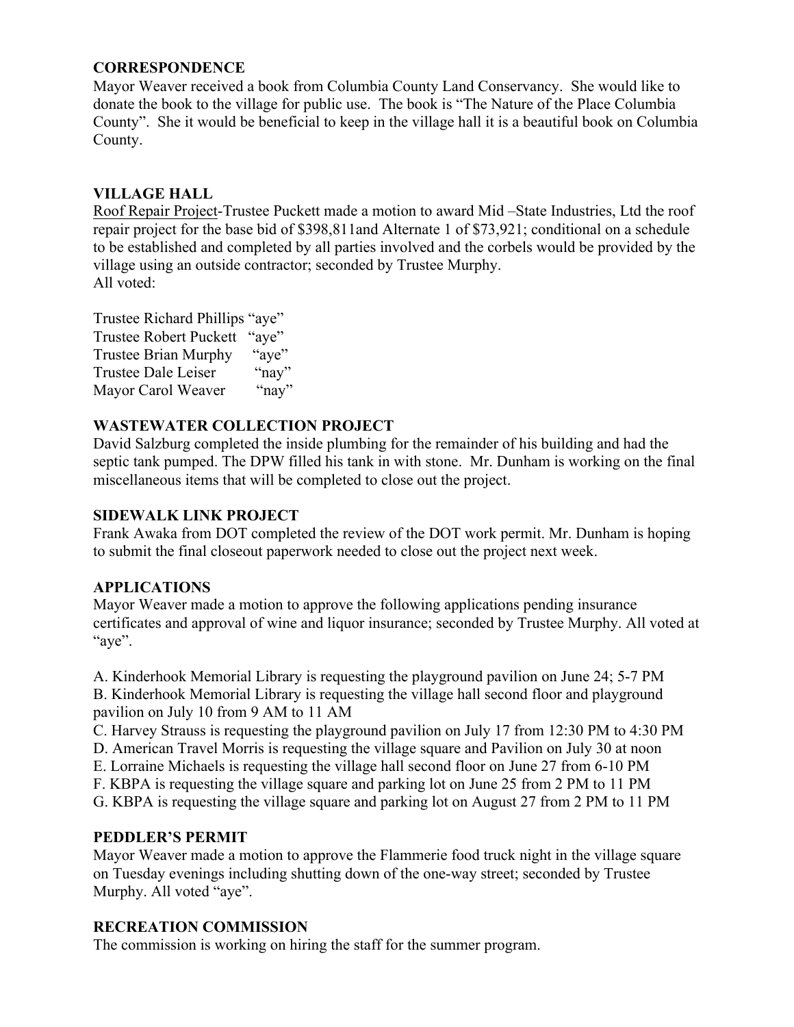**CORRESPONDENCE**

Mayor Weaver received a book from Columbia County Land Conservancy. She would like to donate the book to the village for public use. The book is "The Nature of the Place Columbia County". She it would be beneficial to keep in the village hall it is a beautiful book on Columbia County.

**VILLAGE HALL**

Roof Repair Project-Trustee Puckett made a motion to award Mid –State Industries, Ltd the roof repair project for the base bid of $398,811and Alternate 1 of $73,921; conditional on a schedule to be established and completed by all parties involved and the corbels would be provided by the village using an outside contractor; seconded by Trustee Murphy.
All voted:

Trustee Richard Phillips "aye"
Trustee Robert Puckett "aye"
Trustee Brian Murphy "aye"
Trustee Dale Leiser "nay"
Mayor Carol Weaver "nay"

**WASTEWATER COLLECTION PROJECT**

David Salzburg completed the inside plumbing for the remainder of his building and had the septic tank pumped. The DPW filled his tank in with stone. Mr. Dunham is working on the final miscellaneous items that will be completed to close out the project.

**SIDEWALK LINK PROJECT**

Frank Awaka from DOT completed the review of the DOT work permit. Mr. Dunham is hoping to submit the final closeout paperwork needed to close out the project next week.

**APPLICATIONS**

Mayor Weaver made a motion to approve the following applications pending insurance certificates and approval of wine and liquor insurance; seconded by Trustee Murphy. All voted at "aye".

A. Kinderhook Memorial Library is requesting the playground pavilion on June 24; 5-7 PM
B. Kinderhook Memorial Library is requesting the village hall second floor and playground pavilion on July 10 from 9 AM to 11 AM
C. Harvey Strauss is requesting the playground pavilion on July 17 from 12:30 PM to 4:30 PM
D. American Travel Morris is requesting the village square and Pavilion on July 30 at noon
E. Lorraine Michaels is requesting the village hall second floor on June 27 from 6-10 PM
F. KBPA is requesting the village square and parking lot on June 25 from 2 PM to 11 PM
G. KBPA is requesting the village square and parking lot on August 27 from 2 PM to 11 PM

**PEDDLER'S PERMIT**

Mayor Weaver made a motion to approve the Flammerie food truck night in the village square on Tuesday evenings including shutting down of the one-way street; seconded by Trustee Murphy. All voted "aye".

**RECREATION COMMISSION**

The commission is working on hiring the staff for the summer program.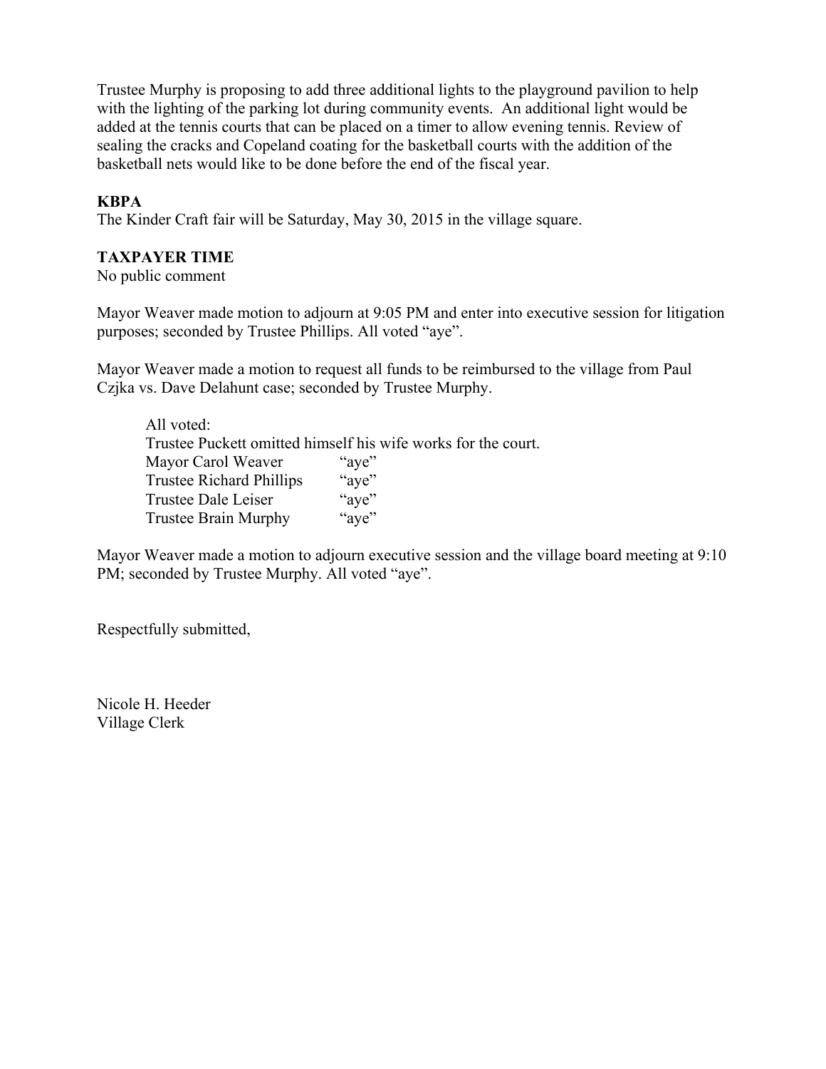Trustee Murphy is proposing to add three additional lights to the playground pavilion to help with the lighting of the parking lot during community events. An additional light would be added at the tennis courts that can be placed on a timer to allow evening tennis. Review of sealing the cracks and Copeland coating for the basketball courts with the addition of the basketball nets would like to be done before the end of the fiscal year.

**KBPA**

The Kinder Craft fair will be Saturday, May 30, 2015 in the village square.

**TAXPAYER TIME**

No public comment

Mayor Weaver made motion to adjourn at 9:05 PM and enter into executive session for litigation purposes; seconded by Trustee Phillips. All voted "aye".

Mayor Weaver made a motion to request all funds to be reimbursed to the village from Paul Czjka vs. Dave Delahunt case; seconded by Trustee Murphy.

All voted:

Trustee Puckett omitted himself his wife works for the court.

| | |
|---|---|
| Mayor Carol Weaver | "aye" |
| Trustee Richard Phillips | "aye" |
| Trustee Dale Leiser | "aye" |
| Trustee Brain Murphy | "aye" |

Mayor Weaver made a motion to adjourn executive session and the village board meeting at 9:10 PM; seconded by Trustee Murphy. All voted "aye".

Respectfully submitted,

Nicole H. Heeder
Village Clerk